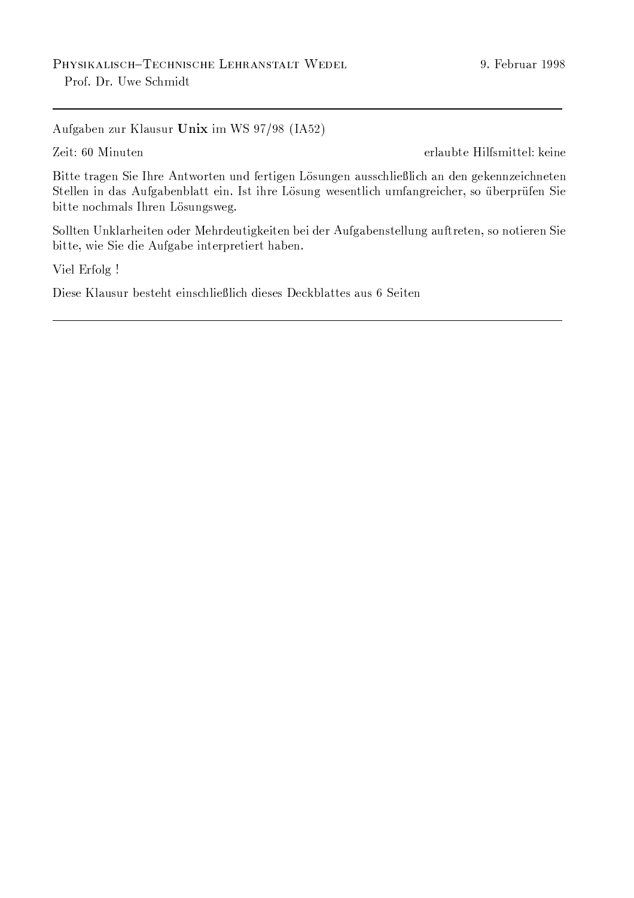PHYSIKALISCH–TECHNISCHE LEHRANSTALT WEDEL  
Prof. Dr. Uwe Schmidt

9. Februar 1998

---

Aufgaben zur Klausur **Unix** im WS 97/98 (IA52)

Zeit: 60 Minuten

erlaubte Hilfsmittel: keine

Bitte tragen Sie Ihre Antworten und fertigen Lösungen ausschließlich an den gekennzeichneten Stellen in das Aufgabenblatt ein. Ist ihre Lösung wesentlich umfangreicher, so überprüfen Sie bitte nochmals Ihren Lösungsweg.

Sollten Unklarheiten oder Mehrdeutigkeiten bei der Aufgabenstellung auftreten, so notieren Sie bitte, wie Sie die Aufgabe interpretiert haben.

Viel Erfolg !

Diese Klausur besteht einschließlich dieses Deckblattes aus 6 Seiten

---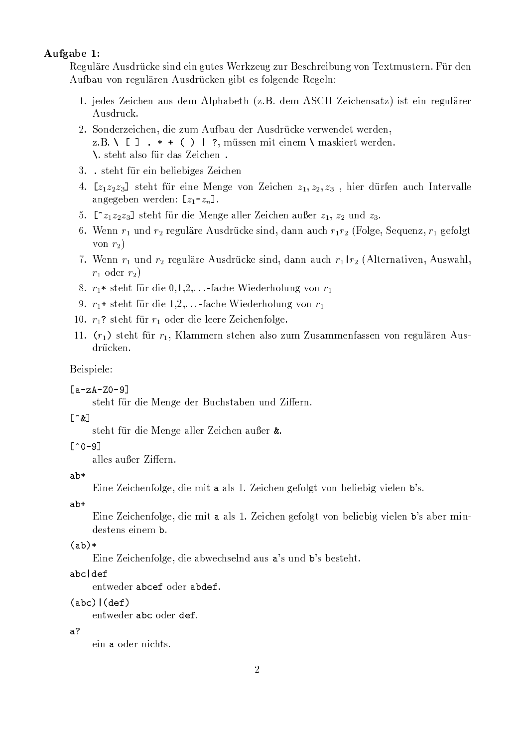**Aufgabe 1:**

Reguläre Ausdrücke sind ein gutes Werkzeug zur Beschreibung von Textmustern. Für den Aufbau von regulären Ausdrücken gibt es folgende Regeln:

1. jedes Zeichen aus dem Alphabeth (z.B. dem ASCII Zeichensatz) ist ein regulärer Ausdruck.
2. Sonderzeichen, die zum Aufbau der Ausdrücke verwendet werden, z.B. `\ [ ] . * + ( ) | ?`, müssen mit einem `\` maskiert werden. `\.` steht also für das Zeichen `.`
3. `.` steht für ein beliebiges Zeichen
4. `[`$z_1 z_2 z_3$`]` steht für eine Menge von Zeichen $z_1, z_2, z_3$ , hier dürfen auch Intervalle angegeben werden: `[`$z_1$`-`$z_n$`]`.
5. `[^`$z_1 z_2 z_3$`]` steht für die Menge aller Zeichen außer $z_1$, $z_2$ und $z_3$.
6. Wenn $r_1$ und $r_2$ reguläre Ausdrücke sind, dann auch $r_1 r_2$ (Folge, Sequenz, $r_1$ gefolgt von $r_2$)
7. Wenn $r_1$ und $r_2$ reguläre Ausdrücke sind, dann auch $r_1$`|`$r_2$ (Alternativen, Auswahl, $r_1$ oder $r_2$)
8. $r_1$`*` steht für die 0,1,2,...-fache Wiederholung von $r_1$
9. $r_1$`+` steht für die 1,2,...-fache Wiederholung von $r_1$
10. $r_1$`?` steht für $r_1$ oder die leere Zeichenfolge.
11. `(`$r_1$`)` steht für $r_1$, Klammern stehen also zum Zusammenfassen von regulären Ausdrücken.

Beispiele:

`[a-zA-Z0-9]`
: steht für die Menge der Buchstaben und Ziffern.

`[^&]`
: steht für die Menge aller Zeichen außer `&`.

`[^0-9]`
: alles außer Ziffern.

`ab*`
: Eine Zeichenfolge, die mit `a` als 1. Zeichen gefolgt von beliebig vielen `b`'s.

`ab+`
: Eine Zeichenfolge, die mit `a` als 1. Zeichen gefolgt von beliebig vielen `b`'s aber mindestens einem `b`.

`(ab)*`
: Eine Zeichenfolge, die abwechselnd aus `a`'s und `b`'s besteht.

`abc|def`
: entweder `abcef` oder `abdef`.

`(abc)|(def)`
: entweder `abc` oder `def`.

`a?`
: ein `a` oder nichts.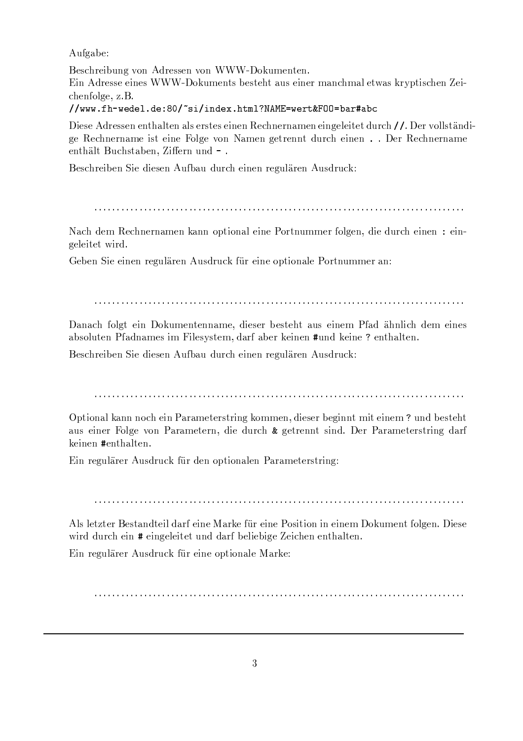Aufgabe:

Beschreibung von Adressen von WWW-Dokumenten.
Ein Adresse eines WWW-Dokuments besteht aus einer manchmal etwas kryptischen Zeichenfolge, z.B.
`//www.fh-wedel.de:80/~si/index.html?NAME=wert&FOO=bar#abc`

Diese Adressen enthalten als erstes einen Rechnernamen eingeleitet durch `//`. Der vollständige Rechnername ist eine Folge von Namen getrennt durch einen `.` . Der Rechnername enthält Buchstaben, Ziffern und `-` .

Beschreiben Sie diesen Aufbau durch einen regulären Ausdruck:

..............................................................................

Nach dem Rechnernamen kann optional eine Portnummer folgen, die durch einen `:` eingeleitet wird.

Geben Sie einen regulären Ausdruck für eine optionale Portnummer an:

..............................................................................

Danach folgt ein Dokumentenname, dieser besteht aus einem Pfad ähnlich dem eines absoluten Pfadnames im Filesystem, darf aber keinen `#`und keine `?` enthalten.

Beschreiben Sie diesen Aufbau durch einen regulären Ausdruck:

..............................................................................

Optional kann noch ein Parameterstring kommen, dieser beginnt mit einem `?` und besteht aus einer Folge von Parametern, die durch `&` getrennt sind. Der Parameterstring darf keinen `#`enthalten.

Ein regulärer Ausdruck für den optionalen Parameterstring:

..............................................................................

Als letzter Bestandteil darf eine Marke für eine Position in einem Dokument folgen. Diese wird durch ein `#` eingeleitet und darf beliebige Zeichen enthalten.

Ein regulärer Ausdruck für eine optionale Marke:

..............................................................................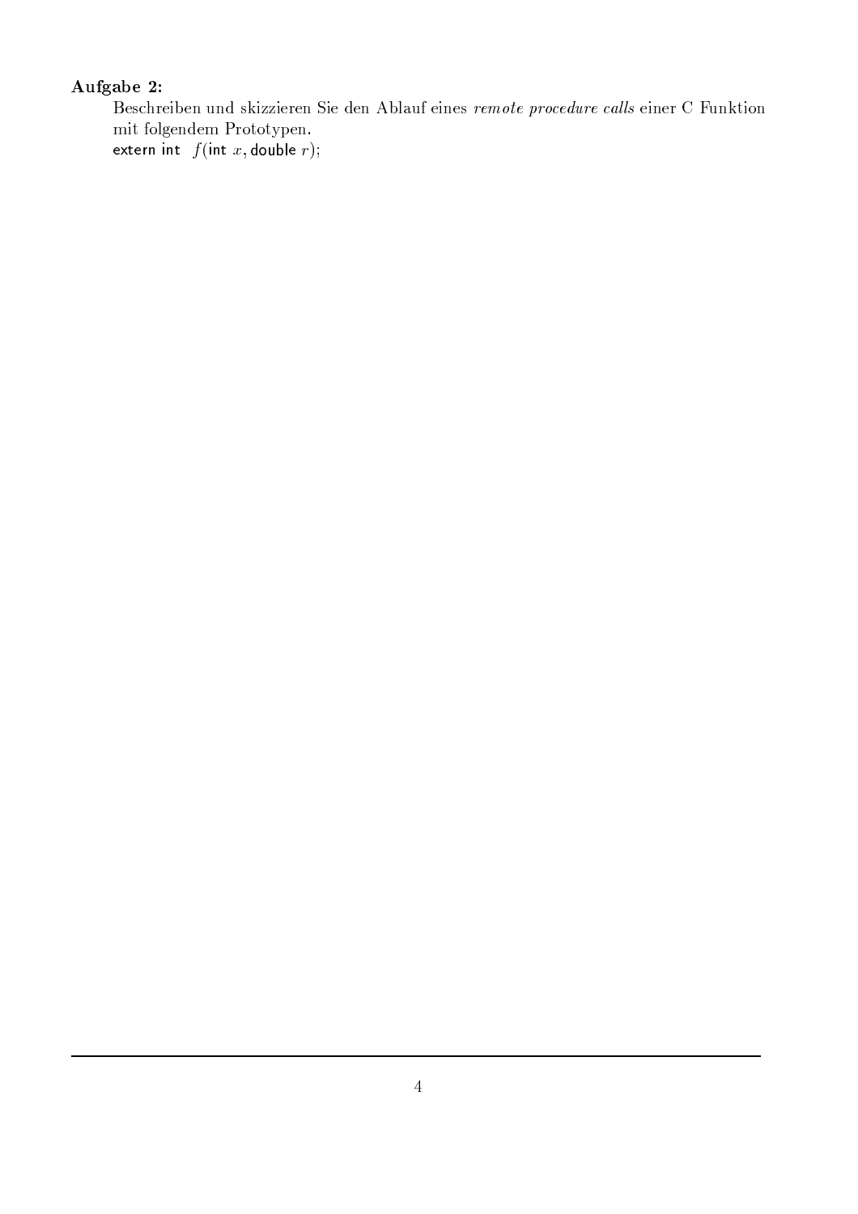**Aufgabe 2:**

Beschreiben und skizzieren Sie den Ablauf eines *remote procedure calls* einer C Funktion mit folgendem Prototypen.

extern int $f$(int $x$, double $r$);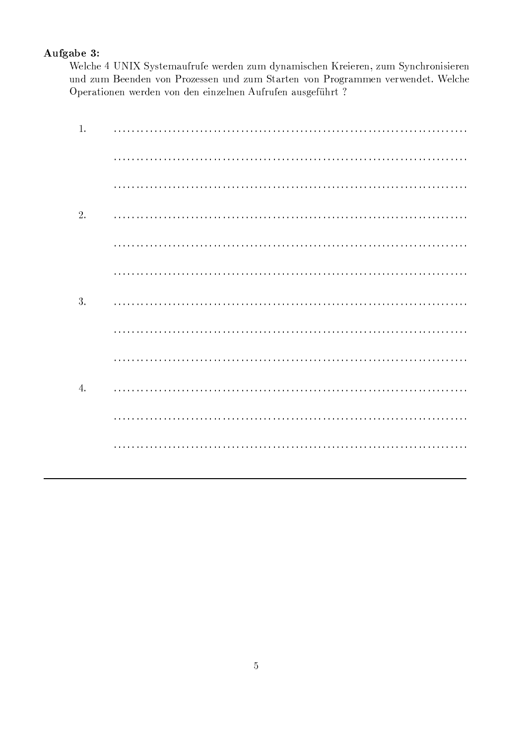**Aufgabe 3:**

Welche 4 UNIX Systemaufrufe werden zum dynamischen Kreieren, zum Synchronisieren und zum Beenden von Prozessen und zum Starten von Programmen verwendet. Welche Operationen werden von den einzelnen Aufrufen ausgeführt ?

1. ........................................................................

   ........................................................................

   ........................................................................

2. ........................................................................

   ........................................................................

   ........................................................................

3. ........................................................................

   ........................................................................

   ........................................................................

4. ........................................................................

   ........................................................................

   ........................................................................

---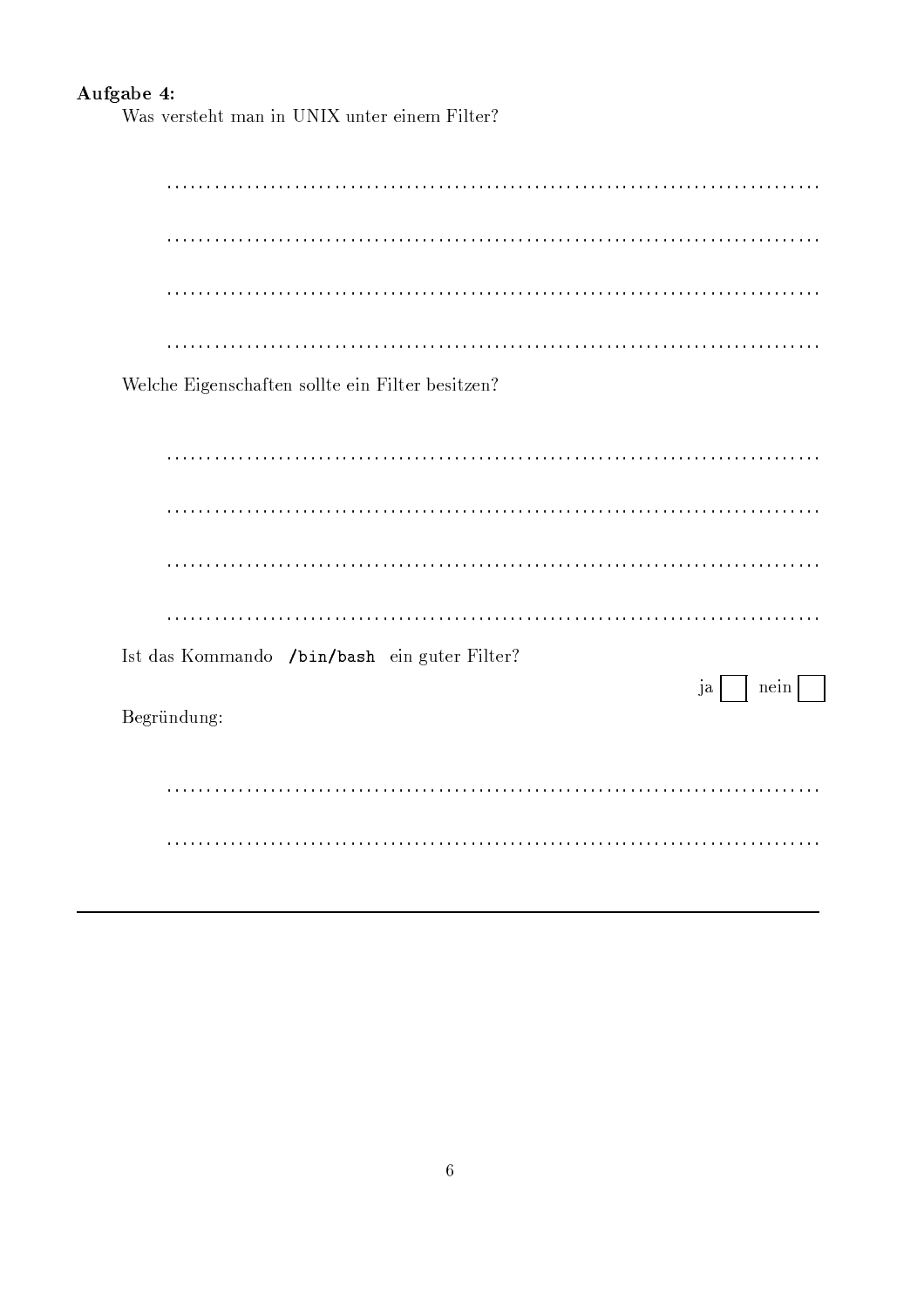**Aufgabe 4:**

Was versteht man in UNIX unter einem Filter?

. . . . . . . . . . . . . . . . . . . . . . . . . . . . . . . . . . . . . . . . . . . . . . . . . . . . . . . . . . . . . . . . . . . . . . . . . . . . . . . .

. . . . . . . . . . . . . . . . . . . . . . . . . . . . . . . . . . . . . . . . . . . . . . . . . . . . . . . . . . . . . . . . . . . . . . . . . . . . . . . .

. . . . . . . . . . . . . . . . . . . . . . . . . . . . . . . . . . . . . . . . . . . . . . . . . . . . . . . . . . . . . . . . . . . . . . . . . . . . . . . .

. . . . . . . . . . . . . . . . . . . . . . . . . . . . . . . . . . . . . . . . . . . . . . . . . . . . . . . . . . . . . . . . . . . . . . . . . . . . . . . .

Welche Eigenschaften sollte ein Filter besitzen?

. . . . . . . . . . . . . . . . . . . . . . . . . . . . . . . . . . . . . . . . . . . . . . . . . . . . . . . . . . . . . . . . . . . . . . . . . . . . . . . .

. . . . . . . . . . . . . . . . . . . . . . . . . . . . . . . . . . . . . . . . . . . . . . . . . . . . . . . . . . . . . . . . . . . . . . . . . . . . . . . .

. . . . . . . . . . . . . . . . . . . . . . . . . . . . . . . . . . . . . . . . . . . . . . . . . . . . . . . . . . . . . . . . . . . . . . . . . . . . . . . .

. . . . . . . . . . . . . . . . . . . . . . . . . . . . . . . . . . . . . . . . . . . . . . . . . . . . . . . . . . . . . . . . . . . . . . . . . . . . . . . .

Ist das Kommando `/bin/bash` ein guter Filter?

ja ☐ nein ☐

Begründung:

. . . . . . . . . . . . . . . . . . . . . . . . . . . . . . . . . . . . . . . . . . . . . . . . . . . . . . . . . . . . . . . . . . . . . . . . . . . . . . . .

. . . . . . . . . . . . . . . . . . . . . . . . . . . . . . . . . . . . . . . . . . . . . . . . . . . . . . . . . . . . . . . . . . . . . . . . . . . . . . . .

---